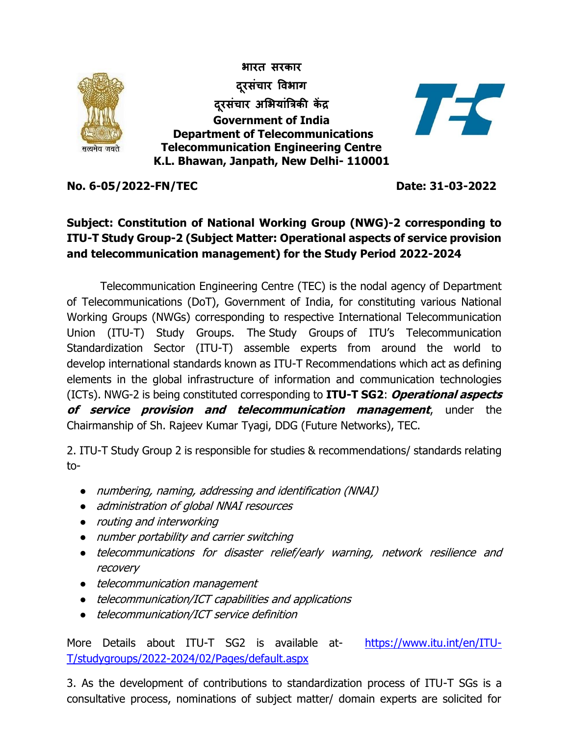**भारत सरकार**
**दूरसंचार विभाग**
**दूरसंचार अभियांत्रिकी केंद्र**
**Government of India**
**Department of Telecommunications**
**Telecommunication Engineering Centre**
**K.L. Bhawan, Janpath, New Delhi- 110001**

**No. 6-05/2022-FN/TEC** **Date: 31-03-2022**

**Subject: Constitution of National Working Group (NWG)-2 corresponding to ITU-T Study Group-2 (Subject Matter: Operational aspects of service provision and telecommunication management) for the Study Period 2022-2024**

Telecommunication Engineering Centre (TEC) is the nodal agency of Department of Telecommunications (DoT), Government of India, for constituting various National Working Groups (NWGs) corresponding to respective International Telecommunication Union (ITU-T) Study Groups. The Study Groups of ITU's Telecommunication Standardization Sector (ITU-T) assemble experts from around the world to develop international standards known as ITU-T Recommendations which act as defining elements in the global infrastructure of information and communication technologies (ICTs). NWG-2 is being constituted corresponding to **ITU-T SG2**: ***Operational aspects of service provision and telecommunication management***, under the Chairmanship of Sh. Rajeev Kumar Tyagi, DDG (Future Networks), TEC.

2. ITU-T Study Group 2 is responsible for studies & recommendations/ standards relating to-

- *numbering, naming, addressing and identification (NNAI)*
- *administration of global NNAI resources*
- *routing and interworking*
- *number portability and carrier switching*
- *telecommunications for disaster relief/early warning, network resilience and recovery*
- *telecommunication management*
- *telecommunication/ICT capabilities and applications*
- *telecommunication/ICT service definition*

More Details about ITU-T SG2 is available at- https://www.itu.int/en/ITU-T/studygroups/2022-2024/02/Pages/default.aspx

3. As the development of contributions to standardization process of ITU-T SGs is a consultative process, nominations of subject matter/ domain experts are solicited for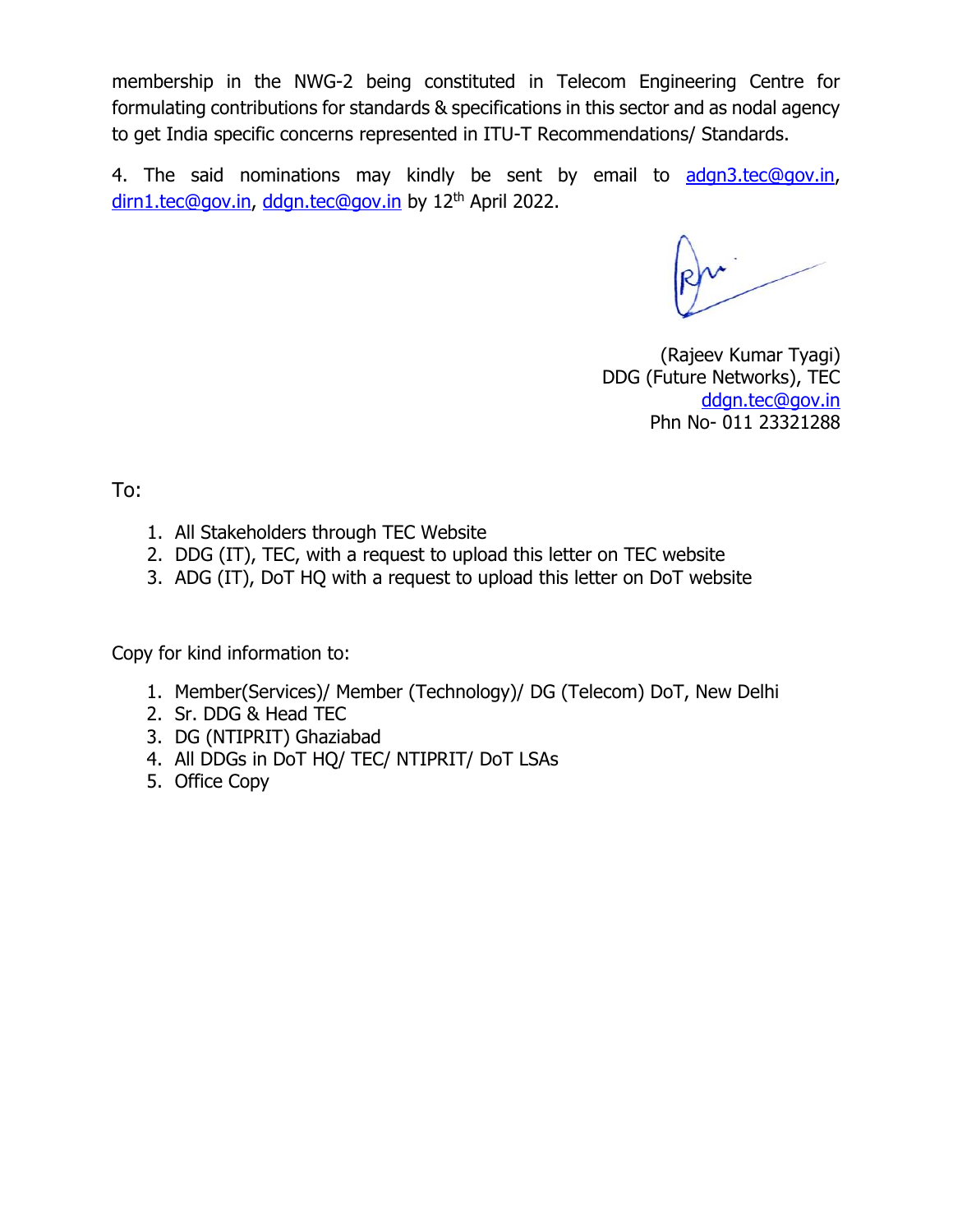membership in the NWG-2 being constituted in Telecom Engineering Centre for formulating contributions for standards & specifications in this sector and as nodal agency to get India specific concerns represented in ITU-T Recommendations/ Standards.

4. The said nominations may kindly be sent by email to adgn3.tec@gov.in, dirn1.tec@gov.in, ddgn.tec@gov.in by 12th April 2022.

(Rajeev Kumar Tyagi)
DDG (Future Networks), TEC
ddgn.tec@gov.in
Phn No- 011 23321288

To:

1. All Stakeholders through TEC Website
2. DDG (IT), TEC, with a request to upload this letter on TEC website
3. ADG (IT), DoT HQ with a request to upload this letter on DoT website

Copy for kind information to:

1. Member(Services)/ Member (Technology)/ DG (Telecom) DoT, New Delhi
2. Sr. DDG & Head TEC
3. DG (NTIPRIT) Ghaziabad
4. All DDGs in DoT HQ/ TEC/ NTIPRIT/ DoT LSAs
5. Office Copy